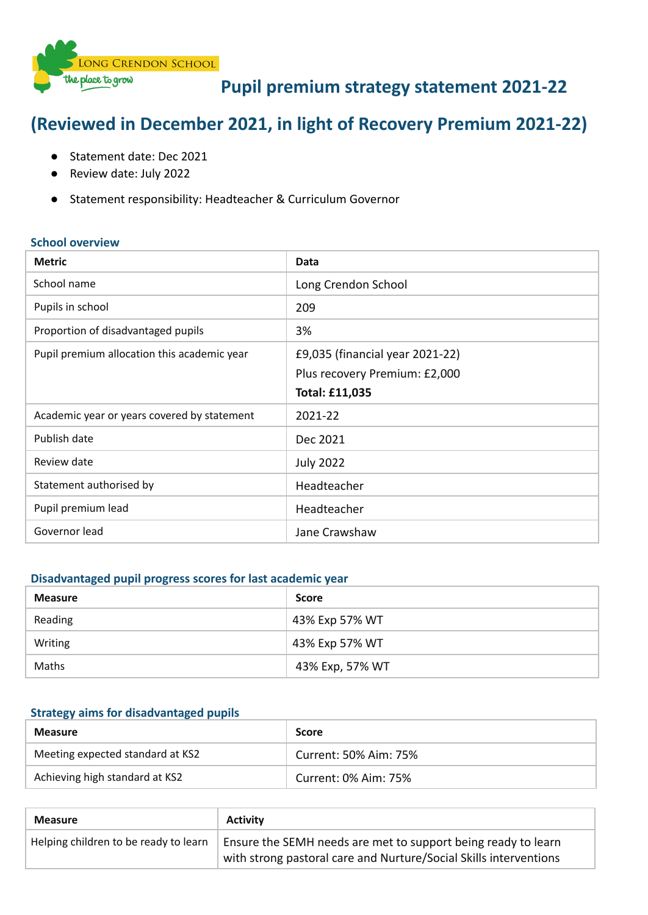Long Crendon School – the place to grow

# Pupil premium strategy statement 2021-22

# (Reviewed in December 2021, in light of Recovery Premium 2021-22)

- Statement date: Dec 2021
- Review date: July 2022
- Statement responsibility: Headteacher & Curriculum Governor

### School overview

| Metric | Data |
|---|---|
| School name | Long Crendon School |
| Pupils in school | 209 |
| Proportion of disadvantaged pupils | 3% |
| Pupil premium allocation this academic year | £9,035 (financial year 2021-22)<br>Plus recovery Premium: £2,000<br>**Total: £11,035** |
| Academic year or years covered by statement | 2021-22 |
| Publish date | Dec 2021 |
| Review date | July 2022 |
| Statement authorised by | Headteacher |
| Pupil premium lead | Headteacher |
| Governor lead | Jane Crawshaw |

### Disadvantaged pupil progress scores for last academic year

| Measure | Score |
|---|---|
| Reading | 43% Exp 57% WT |
| Writing | 43% Exp 57% WT |
| Maths | 43% Exp, 57% WT |

### Strategy aims for disadvantaged pupils

| Measure | Score |
|---|---|
| Meeting expected standard at KS2 | Current: 50% Aim: 75% |
| Achieving high standard at KS2 | Current: 0% Aim: 75% |

| Measure | Activity |
|---|---|
| Helping children to be ready to learn | Ensure the SEMH needs are met to support being ready to learn with strong pastoral care and Nurture/Social Skills interventions |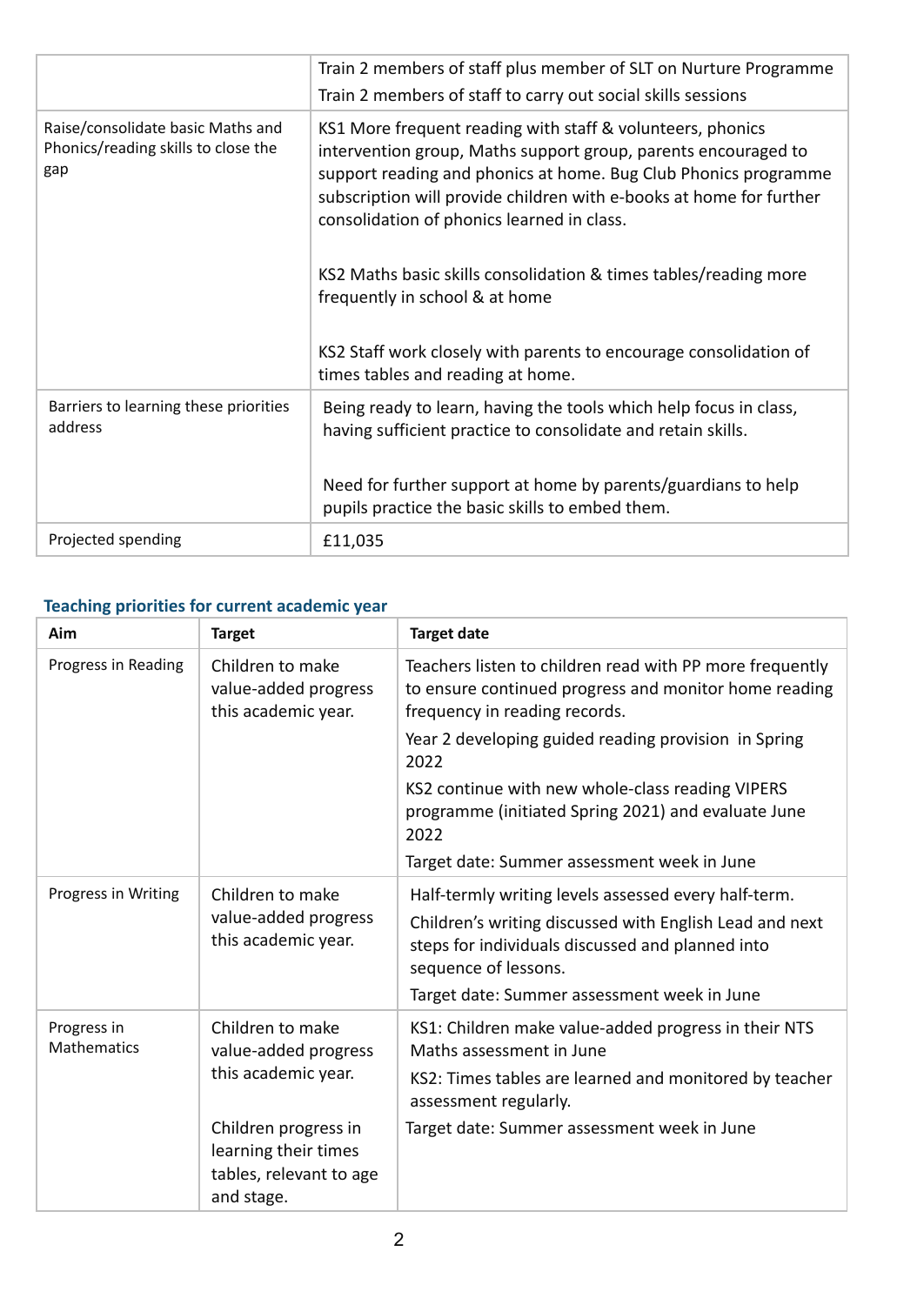| | |
|---|---|
| | Train 2 members of staff plus member of SLT on Nurture Programme<br>Train 2 members of staff to carry out social skills sessions |
| Raise/consolidate basic Maths and Phonics/reading skills to close the gap | KS1 More frequent reading with staff & volunteers, phonics intervention group, Maths support group, parents encouraged to support reading and phonics at home. Bug Club Phonics programme subscription will provide children with e-books at home for further consolidation of phonics learned in class.<br><br>KS2 Maths basic skills consolidation & times tables/reading more frequently in school & at home<br><br>KS2 Staff work closely with parents to encourage consolidation of times tables and reading at home. |
| Barriers to learning these priorities address | Being ready to learn, having the tools which help focus in class, having sufficient practice to consolidate and retain skills.<br><br>Need for further support at home by parents/guardians to help pupils practice the basic skills to embed them. |
| Projected spending | £11,035 |

### Teaching priorities for current academic year

| Aim | Target | Target date |
|---|---|---|
| Progress in Reading | Children to make value-added progress this academic year. | Teachers listen to children read with PP more frequently to ensure continued progress and monitor home reading frequency in reading records.<br>Year 2 developing guided reading provision in Spring 2022<br>KS2 continue with new whole-class reading VIPERS programme (initiated Spring 2021) and evaluate June 2022<br>Target date: Summer assessment week in June |
| Progress in Writing | Children to make value-added progress this academic year. | Half-termly writing levels assessed every half-term.<br>Children's writing discussed with English Lead and next steps for individuals discussed and planned into sequence of lessons.<br>Target date: Summer assessment week in June |
| Progress in Mathematics | Children to make value-added progress this academic year.<br><br>Children progress in learning their times tables, relevant to age and stage. | KS1: Children make value-added progress in their NTS Maths assessment in June<br>KS2: Times tables are learned and monitored by teacher assessment regularly.<br>Target date: Summer assessment week in June |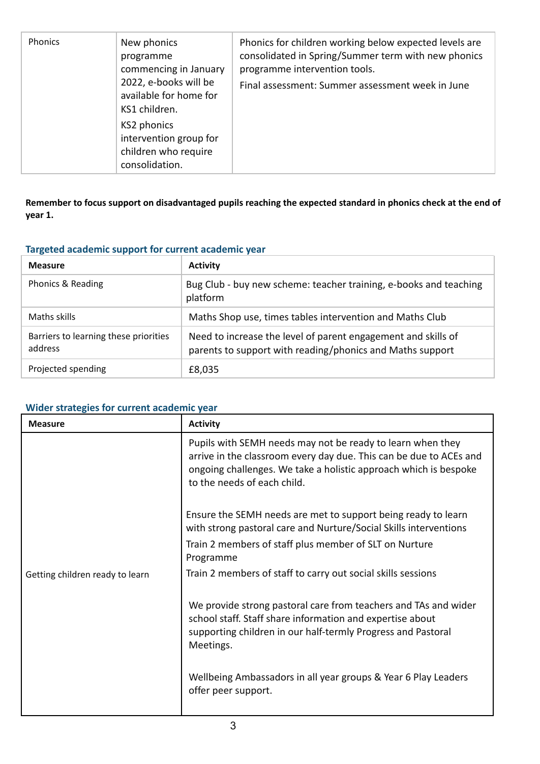| Phonics | New phonics programme commencing in January 2022, e-books will be available for home for KS1 children.<br><br>KS2 phonics intervention group for children who require consolidation. | Phonics for children working below expected levels are consolidated in Spring/Summer term with new phonics programme intervention tools.<br><br>Final assessment: Summer assessment week in June |
|---|---|---|

**Remember to focus support on disadvantaged pupils reaching the expected standard in phonics check at the end of year 1.**

### Targeted academic support for current academic year

| Measure | Activity |
|---|---|
| Phonics & Reading | Bug Club - buy new scheme: teacher training, e-books and teaching platform |
| Maths skills | Maths Shop use, times tables intervention and Maths Club |
| Barriers to learning these priorities address | Need to increase the level of parent engagement and skills of parents to support with reading/phonics and Maths support |
| Projected spending | £8,035 |

### Wider strategies for current academic year

| Measure | Activity |
|---|---|
| Getting children ready to learn | Pupils with SEMH needs may not be ready to learn when they arrive in the classroom every day due. This can be due to ACEs and ongoing challenges. We take a holistic approach which is bespoke to the needs of each child.<br><br>Ensure the SEMH needs are met to support being ready to learn with strong pastoral care and Nurture/Social Skills interventions<br><br>Train 2 members of staff plus member of SLT on Nurture Programme<br><br>Train 2 members of staff to carry out social skills sessions<br><br>We provide strong pastoral care from teachers and TAs and wider school staff. Staff share information and expertise about supporting children in our half-termly Progress and Pastoral Meetings.<br><br>Wellbeing Ambassadors in all year groups & Year 6 Play Leaders offer peer support. |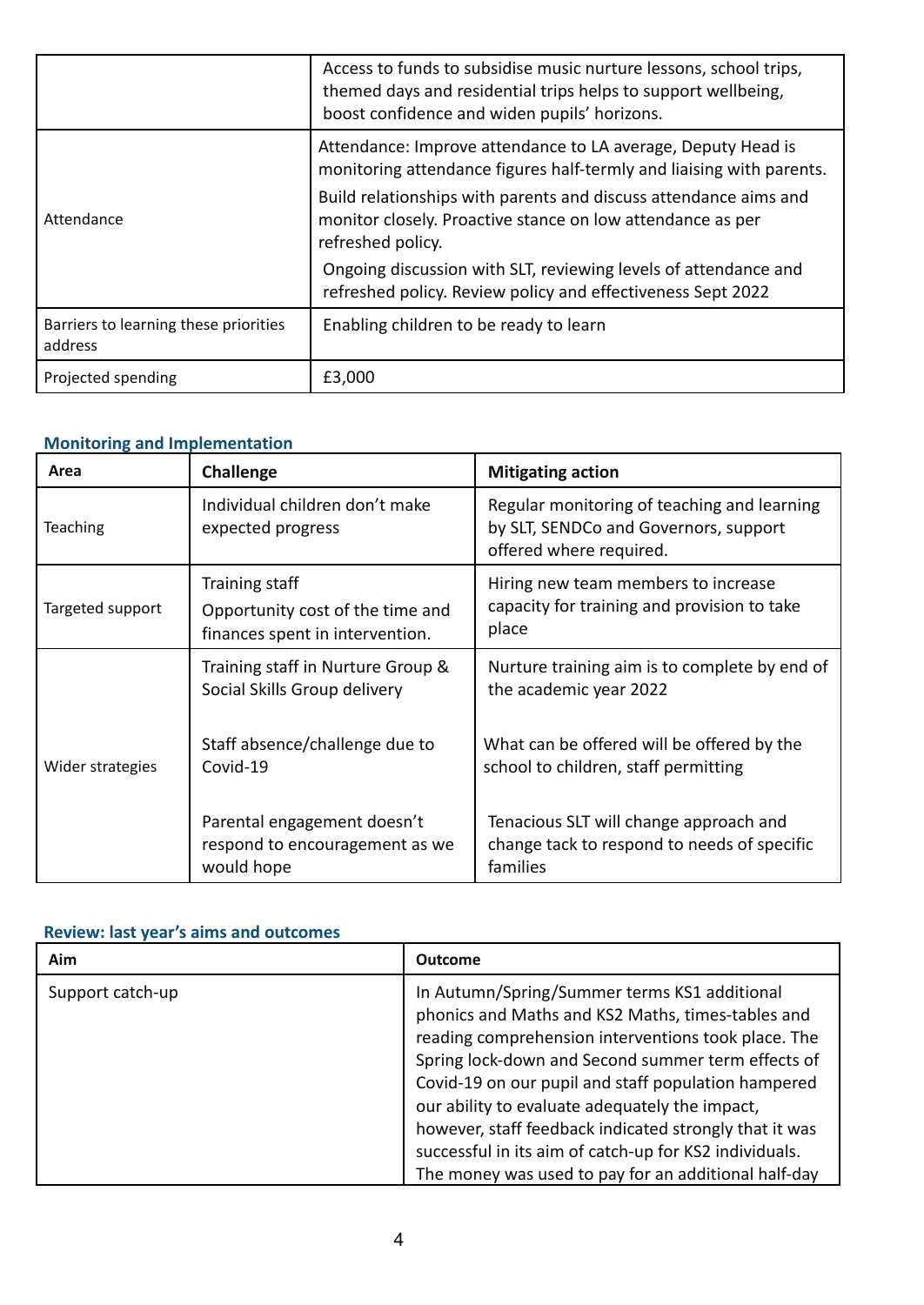| | |
|---|---|
| | Access to funds to subsidise music nurture lessons, school trips, themed days and residential trips helps to support wellbeing, boost confidence and widen pupils' horizons. |
| Attendance | Attendance: Improve attendance to LA average, Deputy Head is monitoring attendance figures half-termly and liaising with parents.<br>Build relationships with parents and discuss attendance aims and monitor closely. Proactive stance on low attendance as per refreshed policy.<br>Ongoing discussion with SLT, reviewing levels of attendance and refreshed policy. Review policy and effectiveness Sept 2022 |
| Barriers to learning these priorities address | Enabling children to be ready to learn |
| Projected spending | £3,000 |

## Monitoring and Implementation

| Area | Challenge | Mitigating action |
|---|---|---|
| Teaching | Individual children don't make expected progress | Regular monitoring of teaching and learning by SLT, SENDCo and Governors, support offered where required. |
| Targeted support | Training staff<br>Opportunity cost of the time and finances spent in intervention. | Hiring new team members to increase capacity for training and provision to take place |
| Wider strategies | Training staff in Nurture Group & Social Skills Group delivery | Nurture training aim is to complete by end of the academic year 2022 |
| | Staff absence/challenge due to Covid-19 | What can be offered will be offered by the school to children, staff permitting |
| | Parental engagement doesn't respond to encouragement as we would hope | Tenacious SLT will change approach and change tack to respond to needs of specific families |

## Review: last year's aims and outcomes

| Aim | Outcome |
|---|---|
| Support catch-up | In Autumn/Spring/Summer terms KS1 additional phonics and Maths and KS2 Maths, times-tables and reading comprehension interventions took place. The Spring lock-down and Second summer term effects of Covid-19 on our pupil and staff population hampered our ability to evaluate adequately the impact, however, staff feedback indicated strongly that it was successful in its aim of catch-up for KS2 individuals. The money was used to pay for an additional half-day |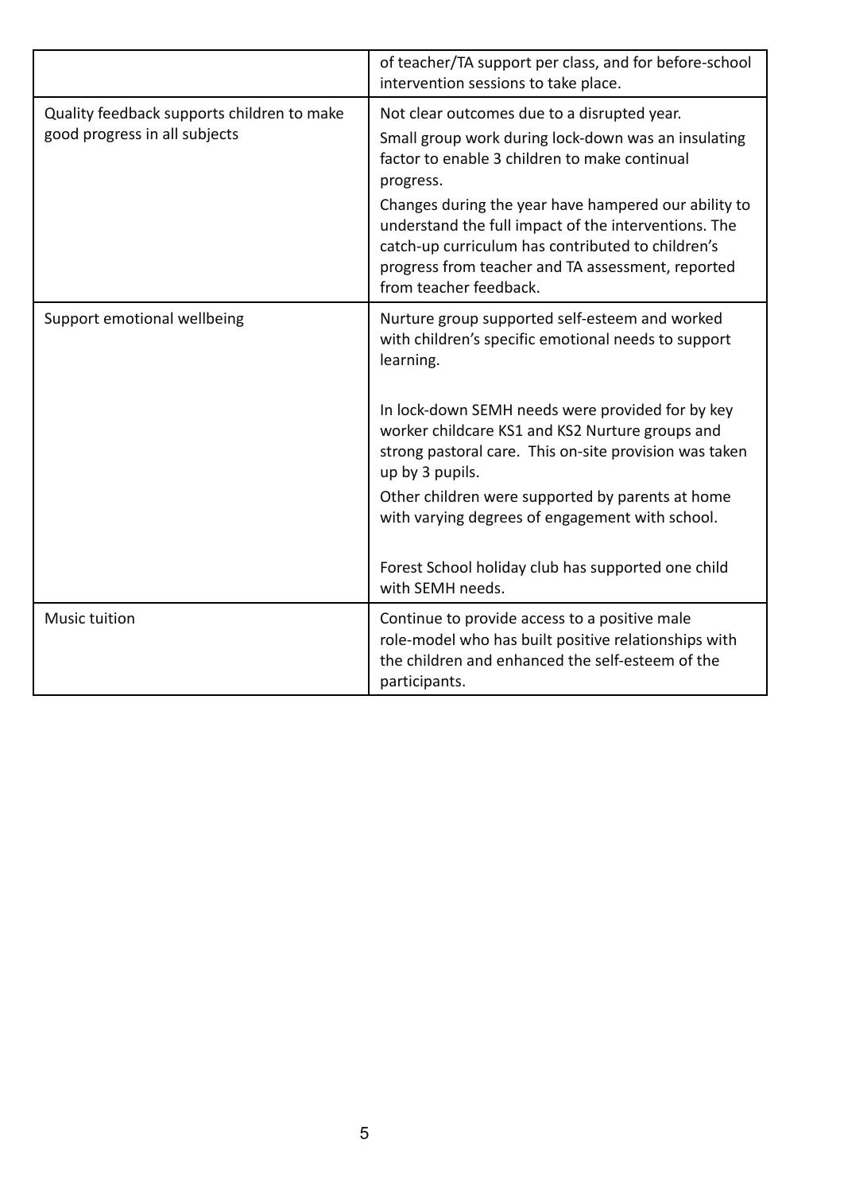| | |
|---|---|
| | of teacher/TA support per class, and for before-school intervention sessions to take place. |
| Quality feedback supports children to make good progress in all subjects | Not clear outcomes due to a disrupted year.<br>Small group work during lock-down was an insulating factor to enable 3 children to make continual progress.<br>Changes during the year have hampered our ability to understand the full impact of the interventions. The catch-up curriculum has contributed to children's progress from teacher and TA assessment, reported from teacher feedback. |
| Support emotional wellbeing | Nurture group supported self-esteem and worked with children's specific emotional needs to support learning.<br><br>In lock-down SEMH needs were provided for by key worker childcare KS1 and KS2 Nurture groups and strong pastoral care. This on-site provision was taken up by 3 pupils.<br>Other children were supported by parents at home with varying degrees of engagement with school.<br><br>Forest School holiday club has supported one child with SEMH needs. |
| Music tuition | Continue to provide access to a positive male role-model who has built positive relationships with the children and enhanced the self-esteem of the participants. |